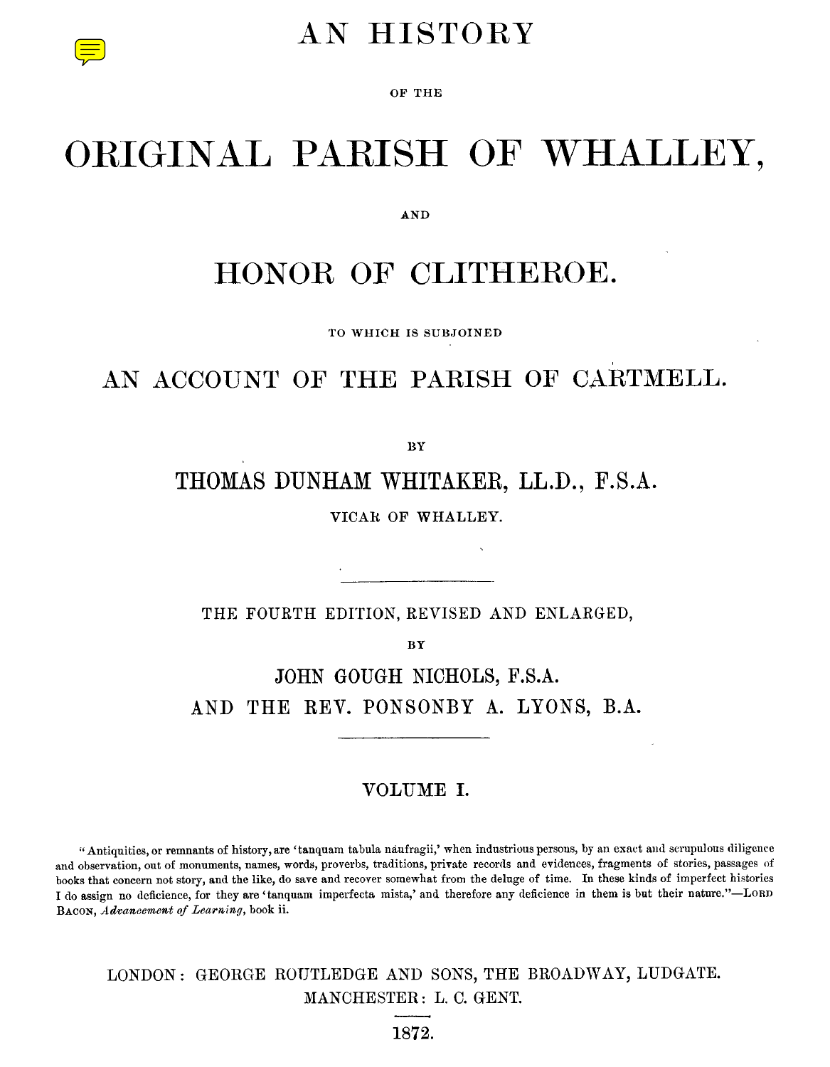# AN HISTORY

OF THE

# ORIGINAL PARISH OF WHALLEY,

AND

# HONOR OF CLITHEROE.

TO WHICH IS SUBJOINED

## AN ACCOUNT OF THE PARISH OF CARTMELL.

BY

THOMAS DUNHAM WHITAKER, LL.D., F.S.A.

VICAR OF WHALLEY.

---

THE FOURTH EDITION, REVISED AND ENLARGED,

BY

JOHN GOUGH NICHOLS, F.S.A.

AND THE REV. PONSONBY A. LYONS, B.A.

---

VOLUME I.

"Antiquities, or remnants of history, are 'tanquam tabula naufragii,' when industrious persons, by an exact and scrupulous diligence and observation, out of monuments, names, words, proverbs, traditions, private records and evidences, fragments of stories, passages of books that concern not story, and the like, do save and recover somewhat from the deluge of time. In these kinds of imperfect histories I do assign no deficience, for they are 'tanquam imperfecta mista,' and therefore any deficience in them is but their nature."—LORD BACON, *Advancement of Learning*, book ii.

LONDON: GEORGE ROUTLEDGE AND SONS, THE BROADWAY, LUDGATE.
MANCHESTER: L. C. GENT.

1872.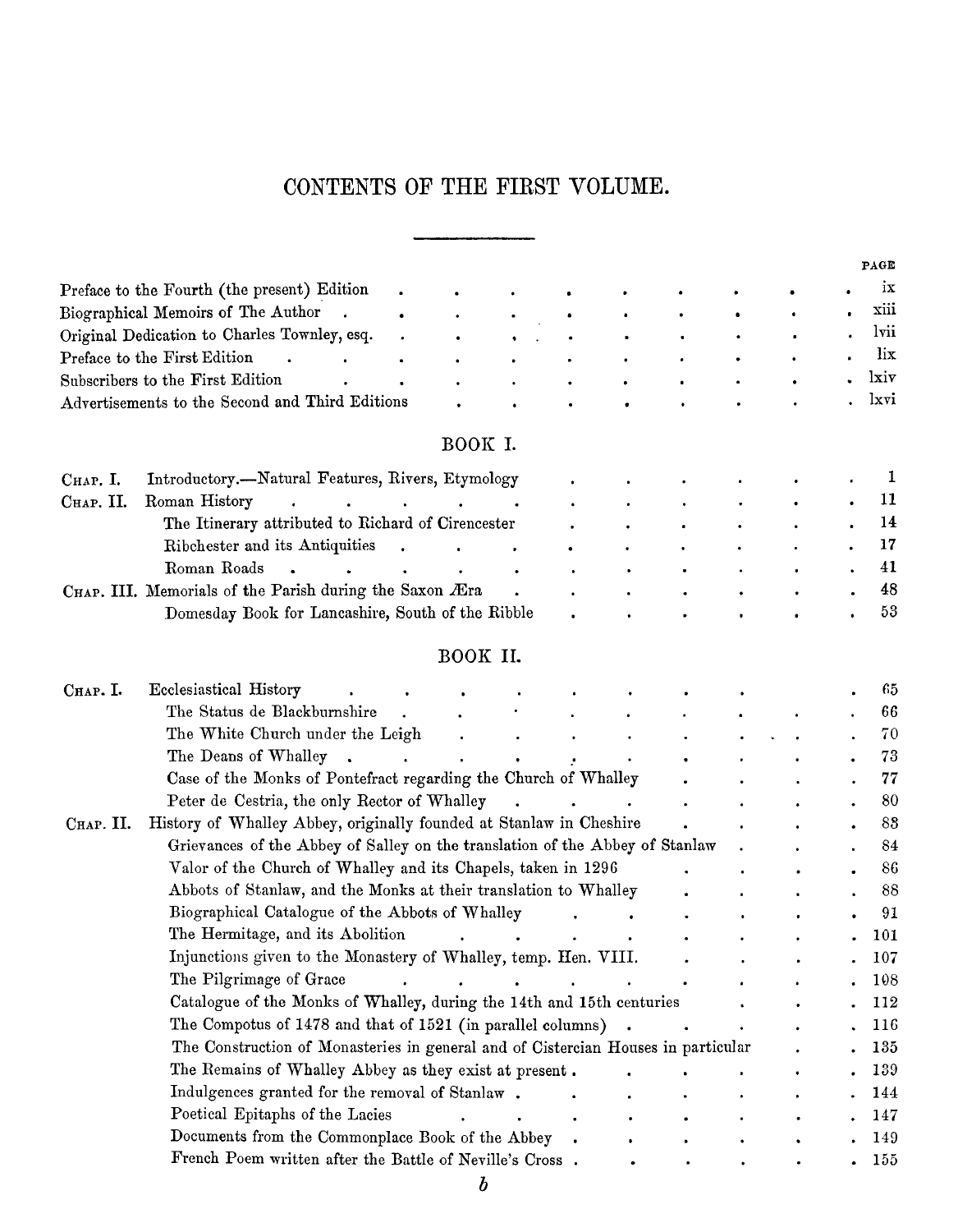# CONTENTS OF THE FIRST VOLUME.

| | PAGE |
|---|---|
| Preface to the Fourth (the present) Edition | ix |
| Biographical Memoirs of The Author | xiii |
| Original Dedication to Charles Townley, esq. | lvii |
| Preface to the First Edition | lix |
| Subscribers to the First Edition | lxiv |
| Advertisements to the Second and Third Editions | lxvi |

## BOOK I.

| | | |
|---|---|---|
| CHAP. I. | Introductory.—Natural Features, Rivers, Etymology | 1 |
| CHAP. II. | Roman History | 11 |
| | The Itinerary attributed to Richard of Cirencester | 14 |
| | Ribchester and its Antiquities | 17 |
| | Roman Roads | 41 |
| CHAP. III. | Memorials of the Parish during the Saxon Æra | 48 |
| | Domesday Book for Lancashire, South of the Ribble | 53 |

## BOOK II.

| | | |
|---|---|---|
| CHAP. I. | Ecclesiastical History | 65 |
| | The Status de Blackburnshire | 66 |
| | The White Church under the Leigh | 70 |
| | The Deans of Whalley | 73 |
| | Case of the Monks of Pontefract regarding the Church of Whalley | 77 |
| | Peter de Cestria, the only Rector of Whalley | 80 |
| CHAP. II. | History of Whalley Abbey, originally founded at Stanlaw in Cheshire | 83 |
| | Grievances of the Abbey of Salley on the translation of the Abbey of Stanlaw | 84 |
| | Valor of the Church of Whalley and its Chapels, taken in 1296 | 86 |
| | Abbots of Stanlaw, and the Monks at their translation to Whalley | 88 |
| | Biographical Catalogue of the Abbots of Whalley | 91 |
| | The Hermitage, and its Abolition | 101 |
| | Injunctions given to the Monastery of Whalley, temp. Hen. VIII. | 107 |
| | The Pilgrimage of Grace | 108 |
| | Catalogue of the Monks of Whalley, during the 14th and 15th centuries | 112 |
| | The Compotus of 1478 and that of 1521 (in parallel columns) | 116 |
| | The Construction of Monasteries in general and of Cistercian Houses in particular | 135 |
| | The Remains of Whalley Abbey as they exist at present | 139 |
| | Indulgences granted for the removal of Stanlaw | 144 |
| | Poetical Epitaphs of the Lacies | 147 |
| | Documents from the Commonplace Book of the Abbey | 149 |
| | French Poem written after the Battle of Neville's Cross | 155 |

*b*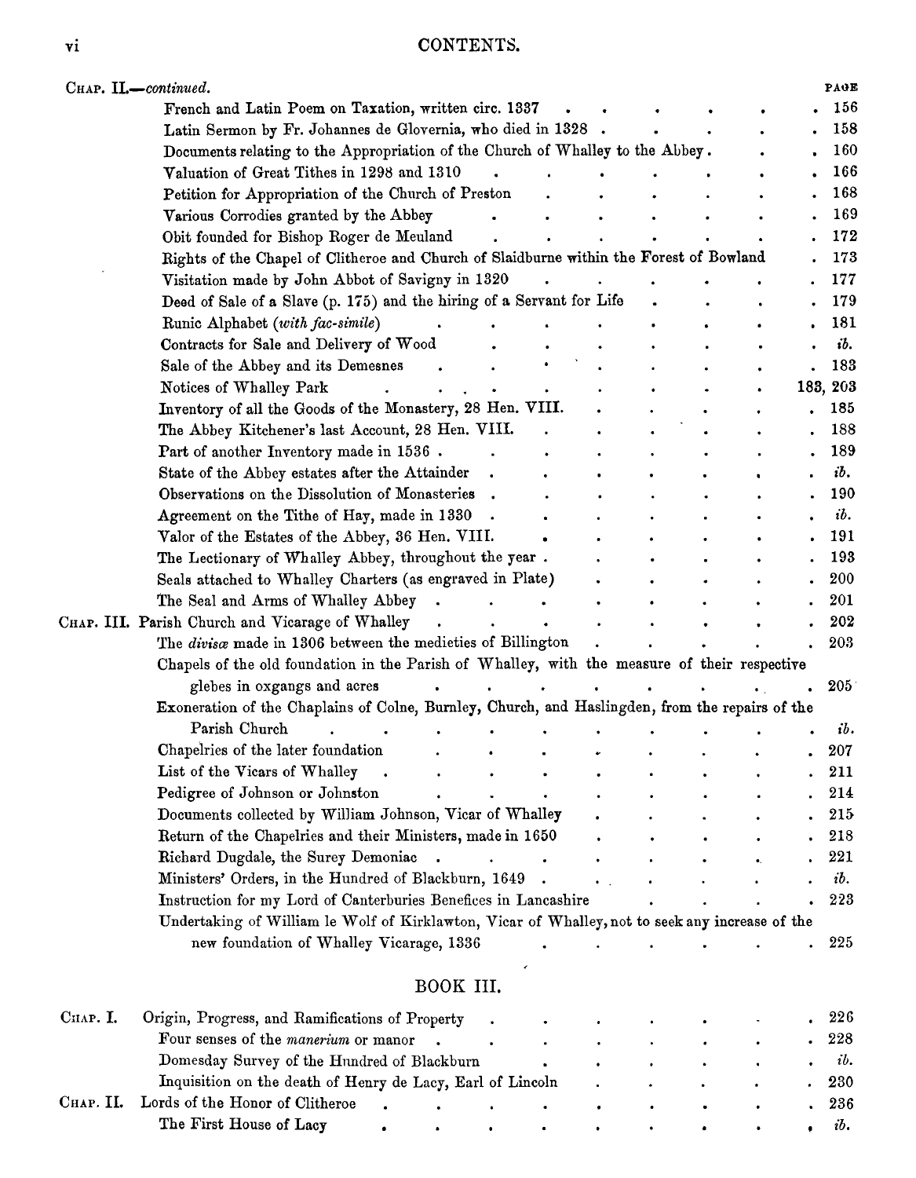CHAP. II.—*continued.* PAGE

| | |
|---|---|
| French and Latin Poem on Taxation, written circ. 1337 | 156 |
| Latin Sermon by Fr. Johannes de Gloverniā, who died in 1328 | 158 |
| Documents relating to the Appropriation of the Church of Whalley to the Abbey | 160 |
| Valuation of Great Tithes in 1298 and 1310 | 166 |
| Petition for Appropriation of the Church of Preston | 168 |
| Various Corrodies granted by the Abbey | 169 |
| Obit founded for Bishop Roger de Meuland | 172 |
| Rights of the Chapel of Clitheroe and Church of Slaidburne within the Forest of Bowland | 173 |
| Visitation made by John Abbot of Savigny in 1320 | 177 |
| Deed of Sale of a Slave (p. 175) and the hiring of a Servant for Life | 179 |
| Runic Alphabet (*with fac-simile*) | 181 |
| Contracts for Sale and Delivery of Wood | *ib.* |
| Sale of the Abbey and its Demesnes | 183 |
| Notices of Whalley Park | 183, 203 |
| Inventory of all the Goods of the Monastery, 28 Hen. VIII. | 185 |
| The Abbey Kitchener's last Account, 28 Hen. VIII. | 188 |
| Part of another Inventory made in 1536 | 189 |
| State of the Abbey estates after the Attainder | *ib.* |
| Observations on the Dissolution of Monasteries | 190 |
| Agreement on the Tithe of Hay, made in 1330 | *ib.* |
| Valor of the Estates of the Abbey, 36 Hen. VIII. | 191 |
| The Lectionary of Whalley Abbey, throughout the year | 193 |
| Seals attached to Whalley Charters (as engraved in Plate) | 200 |
| The Seal and Arms of Whalley Abbey | 201 |

CHAP. III. Parish Church and Vicarage of Whalley . . . 202

| | |
|---|---|
| The *divisæ* made in 1306 between the medieties of Billington | 203 |
| Chapels of the old foundation in the Parish of Whalley, with the measure of their respective glebes in oxgangs and acres | 205 |
| Exoneration of the Chaplains of Colne, Burnley, Church, and Haslingden, from the repairs of the Parish Church | *ib.* |
| Chapelries of the later foundation | 207 |
| List of the Vicars of Whalley | 211 |
| Pedigree of Johnson or Johnston | 214 |
| Documents collected by William Johnson, Vicar of Whalley | 215 |
| Return of the Chapelries and their Ministers, made in 1650 | 218 |
| Richard Dugdale, the Surey Demoniac | 221 |
| Ministers' Orders, in the Hundred of Blackburn, 1649 | *ib.* |
| Instruction for my Lord of Canterburies Benefices in Lancashire | 223 |
| Undertaking of William le Wolf of Kirklawton, Vicar of Whalley, not to seek any increase of the new foundation of Whalley Vicarage, 1336 | 225 |

## BOOK III.

CHAP. I. Origin, Progress, and Ramifications of Property . . . 226

| | |
|---|---|
| Four senses of the *manerium* or manor | 228 |
| Domesday Survey of the Hundred of Blackburn | *ib.* |
| Inquisition on the death of Henry de Lacy, Earl of Lincoln | 230 |

CHAP. II. Lords of the Honor of Clitheroe . . . 236

| | |
|---|---|
| The First House of Lacy | *ib.* |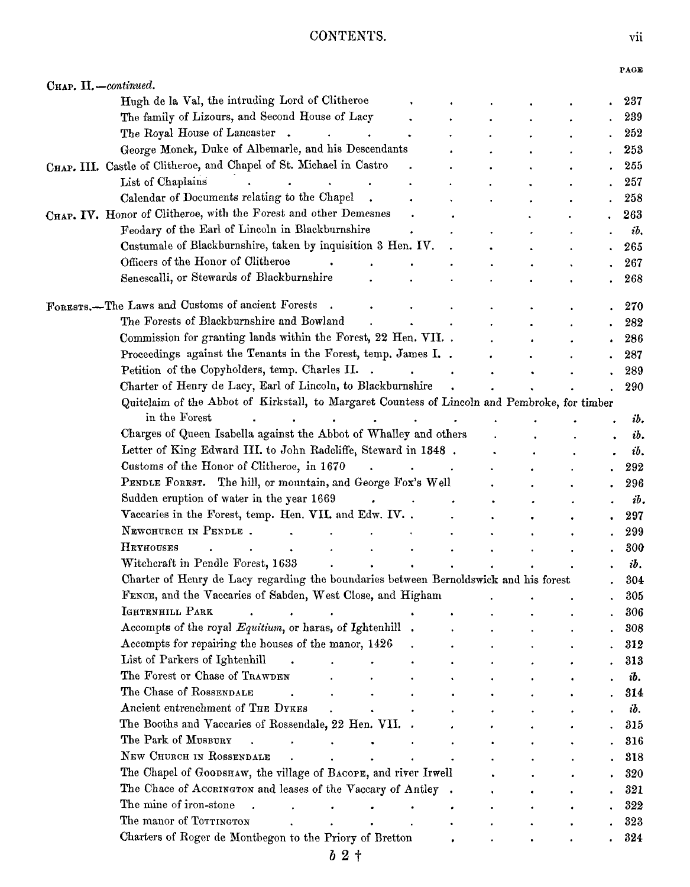# CONTENTS.

| | PAGE |
|---|---|
| CHAP. II.—*continued.* | |
| Hugh de la Val, the intruding Lord of Clitheroe | 237 |
| The family of Lizours, and Second House of Lacy | 239 |
| The Royal House of Lancaster | 252 |
| George Monck, Duke of Albemarle, and his Descendants | 253 |
| CHAP. III. Castle of Clitheroe, and Chapel of St. Michael in Castro | 255 |
| List of Chaplains | 257 |
| Calendar of Documents relating to the Chapel | 258 |
| CHAP. IV. Honor of Clitheroe, with the Forest and other Demesnes | 263 |
| Feodary of the Earl of Lincoln in Blackburnshire | *ib.* |
| Custumale of Blackburnshire, taken by inquisition 3 Hen. IV. | 265 |
| Officers of the Honor of Clitheroe | 267 |
| Senescalli, or Stewards of Blackburnshire | 268 |
| FORESTS.—The Laws and Customs of ancient Forests | 270 |
| The Forests of Blackburnshire and Bowland | 282 |
| Commission for granting lands within the Forest, 22 Hen. VII. | 286 |
| Proceedings against the Tenants in the Forest, temp. James I. | 287 |
| Petition of the Copyholders, temp. Charles II. | 289 |
| Charter of Henry de Lacy, Earl of Lincoln, to Blackburnshire | 290 |
| Quitclaim of the Abbot of Kirkstall, to Margaret Countess of Lincoln and Pembroke, for timber in the Forest | *ib.* |
| Charges of Queen Isabella against the Abbot of Whalley and others | *ib.* |
| Letter of King Edward III. to John Radcliffe, Steward in 1348 | *ib.* |
| Customs of the Honor of Clitheroe, in 1670 | 292 |
| PENDLE FOREST. The hill, or mountain, and George Fox's Well | 296 |
| Sudden eruption of water in the year 1669 | *ib.* |
| Vaccaries in the Forest, temp. Hen. VII. and Edw. IV. | 297 |
| NEWCHURCH IN PENDLE | 299 |
| HEYHOUSES | 300 |
| Witchcraft in Pendle Forest, 1633 | *ib.* |
| Charter of Henry de Lacy regarding the boundaries between Bernoldswick and his forest | 304 |
| FENCE, and the Vaccaries of Sabden, West Close, and Higham | 305 |
| IGHTENHILL PARK | 306 |
| Accompts of the royal *Equitium*, or haras, of Ightenhill | 308 |
| Accompts for repairing the houses of the manor, 1426 | 312 |
| List of Parkers of Ightenhill | 313 |
| The Forest or Chase of TRAWDEN | *ib.* |
| The Chase of ROSSENDALE | 314 |
| Ancient entrenchment of THE DYKES | *ib.* |
| The Booths and Vaccaries of Rossendale, 22 Hen. VII. | 315 |
| The Park of MUSBURY | 316 |
| NEW CHURCH IN ROSSENDALE | 318 |
| The Chapel of GOODSHAW, the village of BACOPE, and river Irwell | 320 |
| The Chace of ACCRINGTON and leases of the Vaccary of Antley | 321 |
| The mine of iron-stone | 322 |
| The manor of TOTTINGTON | 323 |
| Charters of Roger de Montbegon to the Priory of Bretton | 324 |

b 2 †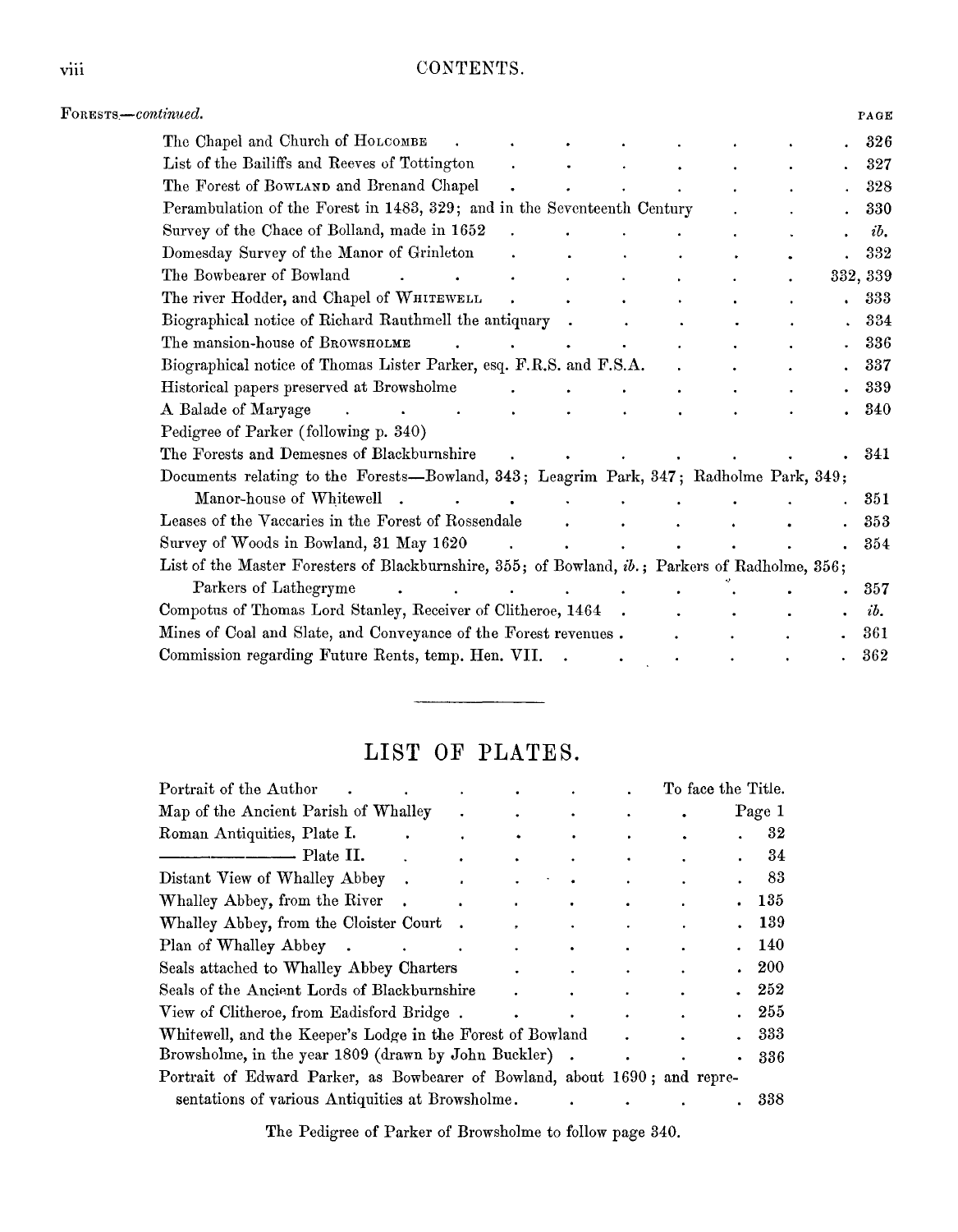Forests—*continued.*

| | PAGE |
|---|---|
| The Chapel and Church of Holcombe | 326 |
| List of the Bailiffs and Reeves of Tottington | 327 |
| The Forest of Bowland and Brenand Chapel | 328 |
| Perambulation of the Forest in 1483, 329; and in the Seventeenth Century | 330 |
| Survey of the Chace of Bolland, made in 1652 | *ib.* |
| Domesday Survey of the Manor of Grinleton | 332 |
| The Bowbearer of Bowland | 332, 339 |
| The river Hodder, and Chapel of Whitewell | 333 |
| Biographical notice of Richard Rauthmell the antiquary | 334 |
| The mansion-house of Browsholme | 336 |
| Biographical notice of Thomas Lister Parker, esq. F.R.S. and F.S.A. | 337 |
| Historical papers preserved at Browsholme | 339 |
| A Balade of Maryage | 340 |
| Pedigree of Parker (following p. 340) | |
| The Forests and Demesnes of Blackburnshire | 341 |
| Documents relating to the Forests—Bowland, 343; Leagrim Park, 347; Radholme Park, 349; Manor-house of Whitewell | 351 |
| Leases of the Vaccaries in the Forest of Rossendale | 353 |
| Survey of Woods in Bowland, 31 May 1620 | 354 |
| List of the Master Foresters of Blackburnshire, 355; of Bowland, *ib.*; Parkers of Radholme, 356; Parkers of Lathegryme | 357 |
| Compotus of Thomas Lord Stanley, Receiver of Clitheroe, 1464 | *ib.* |
| Mines of Coal and Slate, and Conveyance of the Forest revenues | 361 |
| Commission regarding Future Rents, temp. Hen. VII. | 362 |

## LIST OF PLATES.

| | |
|---|---|
| Portrait of the Author | To face the Title. |
| Map of the Ancient Parish of Whalley | Page 1 |
| Roman Antiquities, Plate I. | 32 |
| ———— Plate II. | 34 |
| Distant View of Whalley Abbey | 83 |
| Whalley Abbey, from the River | 135 |
| Whalley Abbey, from the Cloister Court | 139 |
| Plan of Whalley Abbey | 140 |
| Seals attached to Whalley Abbey Charters | 200 |
| Seals of the Ancient Lords of Blackburnshire | 252 |
| View of Clitheroe, from Eadisford Bridge | 255 |
| Whitewell, and the Keeper's Lodge in the Forest of Bowland | 333 |
| Browsholme, in the year 1809 (drawn by John Buckler) | 336 |
| Portrait of Edward Parker, as Bowbearer of Bowland, about 1690; and representations of various Antiquities at Browsholme. | 338 |

The Pedigree of Parker of Browsholme to follow page 340.